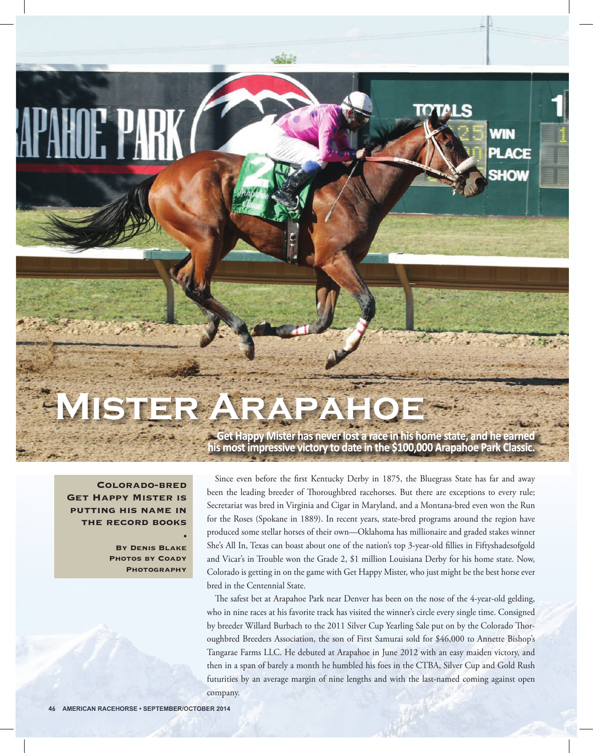# Mister Arapahoe

**Get Happy Mister has never lost a race in his home state, and he earned his most impressive victory to date in the $100,000 Arapahoe Park Classic.**

**Colorado-bred Get Happy Mister is putting his name in the record books**

•

**By Denis Blake**
**Photos by Coady Photography**

Since even before the first Kentucky Derby in 1875, the Bluegrass State has far and away been the leading breeder of Thoroughbred racehorses. But there are exceptions to every rule; Secretariat was bred in Virginia and Cigar in Maryland, and a Montana-bred even won the Run for the Roses (Spokane in 1889). In recent years, state-bred programs around the region have produced some stellar horses of their own—Oklahoma has millionaire and graded stakes winner She's All In, Texas can boast about one of the nation's top 3-year-old fillies in Fiftyshadesofgold and Vicar's in Trouble won the Grade 2, $1 million Louisiana Derby for his home state. Now, Colorado is getting in on the game with Get Happy Mister, who just might be the best horse ever bred in the Centennial State.

The safest bet at Arapahoe Park near Denver has been on the nose of the 4-year-old gelding, who in nine races at his favorite track has visited the winner's circle every single time. Consigned by breeder Willard Burbach to the 2011 Silver Cup Yearling Sale put on by the Colorado Thoroughbred Breeders Association, the son of First Samurai sold for $46,000 to Annette Bishop's Tangarae Farms LLC. He debuted at Arapahoe in June 2012 with an easy maiden victory, and then in a span of barely a month he humbled his foes in the CTBA, Silver Cup and Gold Rush futurities by an average margin of nine lengths and with the last-named coming against open company.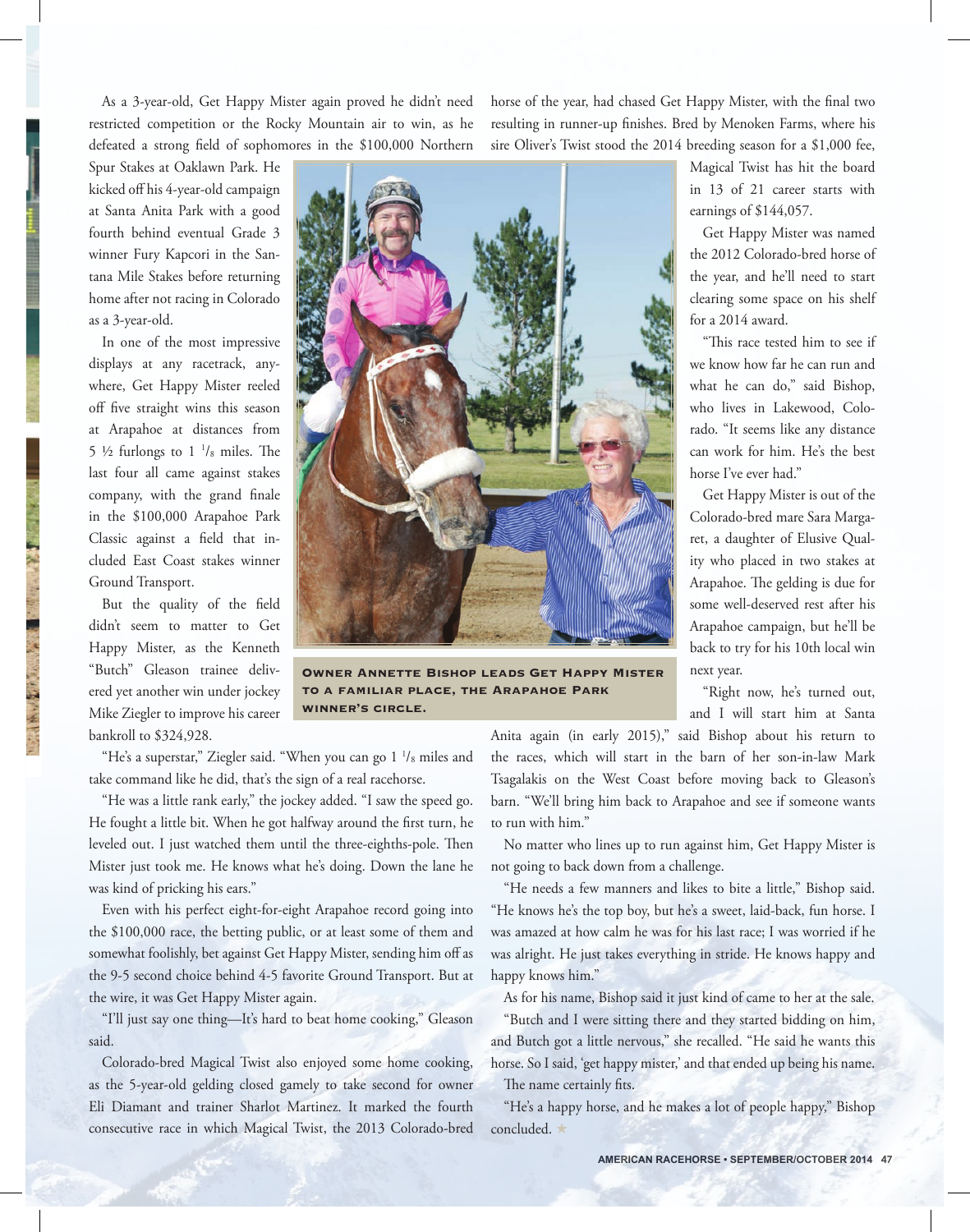As a 3-year-old, Get Happy Mister again proved he didn't need restricted competition or the Rocky Mountain air to win, as he defeated a strong field of sophomores in the $100,000 Northern Spur Stakes at Oaklawn Park. He kicked off his 4-year-old campaign at Santa Anita Park with a good fourth behind eventual Grade 3 winner Fury Kapcori in the Santana Mile Stakes before returning home after not racing in Colorado as a 3-year-old.

In one of the most impressive displays at any racetrack, anywhere, Get Happy Mister reeled off five straight wins this season at Arapahoe at distances from 5 ½ furlongs to 1 1/8 miles. The last four all came against stakes company, with the grand finale in the $100,000 Arapahoe Park Classic against a field that included East Coast stakes winner Ground Transport.

But the quality of the field didn't seem to matter to Get Happy Mister, as the Kenneth "Butch" Gleason trainee delivered yet another win under jockey Mike Ziegler to improve his career bankroll to $324,928.

"He's a superstar," Ziegler said. "When you can go 1 1/8 miles and take command like he did, that's the sign of a real racehorse.

"He was a little rank early," the jockey added. "I saw the speed go. He fought a little bit. When he got halfway around the first turn, he leveled out. I just watched them until the three-eighths-pole. Then Mister just took me. He knows what he's doing. Down the lane he was kind of pricking his ears."

Even with his perfect eight-for-eight Arapahoe record going into the $100,000 race, the betting public, or at least some of them and somewhat foolishly, bet against Get Happy Mister, sending him off as the 9-5 second choice behind 4-5 favorite Ground Transport. But at the wire, it was Get Happy Mister again.

"I'll just say one thing—It's hard to beat home cooking," Gleason said.

Colorado-bred Magical Twist also enjoyed some home cooking, as the 5-year-old gelding closed gamely to take second for owner Eli Diamant and trainer Sharlot Martinez. It marked the fourth consecutive race in which Magical Twist, the 2013 Colorado-bred horse of the year, had chased Get Happy Mister, with the final two resulting in runner-up finishes. Bred by Menoken Farms, where his sire Oliver's Twist stood the 2014 breeding season for a $1,000 fee, Magical Twist has hit the board in 13 of 21 career starts with earnings of $144,057.

OWNER ANNETTE BISHOP LEADS GET HAPPY MISTER TO A FAMILIAR PLACE, THE ARAPAHOE PARK WINNER'S CIRCLE.

Get Happy Mister was named the 2012 Colorado-bred horse of the year, and he'll need to start clearing some space on his shelf for a 2014 award.

"This race tested him to see if we know how far he can run and what he can do," said Bishop, who lives in Lakewood, Colorado. "It seems like any distance can work for him. He's the best horse I've ever had."

Get Happy Mister is out of the Colorado-bred mare Sara Margaret, a daughter of Elusive Quality who placed in two stakes at Arapahoe. The gelding is due for some well-deserved rest after his Arapahoe campaign, but he'll be back to try for his 10th local win next year.

"Right now, he's turned out, and I will start him at Santa Anita again (in early 2015)," said Bishop about his return to the races, which will start in the barn of her son-in-law Mark Tsagalakis on the West Coast before moving back to Gleason's barn. "We'll bring him back to Arapahoe and see if someone wants to run with him."

No matter who lines up to run against him, Get Happy Mister is not going to back down from a challenge.

"He needs a few manners and likes to bite a little," Bishop said. "He knows he's the top boy, but he's a sweet, laid-back, fun horse. I was amazed at how calm he was for his last race; I was worried if he was alright. He just takes everything in stride. He knows happy and happy knows him."

As for his name, Bishop said it just kind of came to her at the sale.

"Butch and I were sitting there and they started bidding on him, and Butch got a little nervous," she recalled. "He said he wants this horse. So I said, 'get happy mister,' and that ended up being his name.

The name certainly fits.

"He's a happy horse, and he makes a lot of people happy," Bishop concluded.